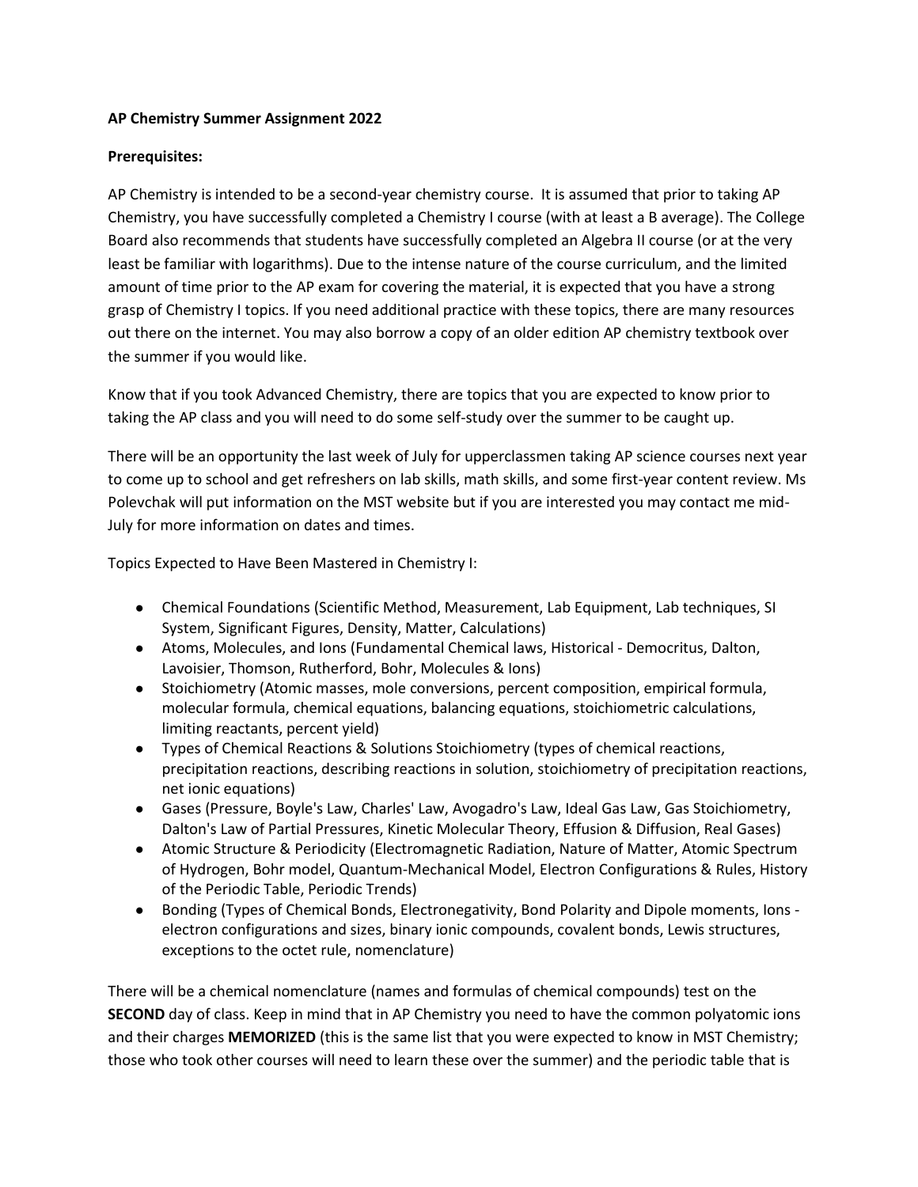**AP Chemistry Summer Assignment 2022**

**Prerequisites:**

AP Chemistry is intended to be a second-year chemistry course. It is assumed that prior to taking AP Chemistry, you have successfully completed a Chemistry I course (with at least a B average). The College Board also recommends that students have successfully completed an Algebra II course (or at the very least be familiar with logarithms). Due to the intense nature of the course curriculum, and the limited amount of time prior to the AP exam for covering the material, it is expected that you have a strong grasp of Chemistry I topics. If you need additional practice with these topics, there are many resources out there on the internet. You may also borrow a copy of an older edition AP chemistry textbook over the summer if you would like.

Know that if you took Advanced Chemistry, there are topics that you are expected to know prior to taking the AP class and you will need to do some self-study over the summer to be caught up.

There will be an opportunity the last week of July for upperclassmen taking AP science courses next year to come up to school and get refreshers on lab skills, math skills, and some first-year content review. Ms Polevchak will put information on the MST website but if you are interested you may contact me mid-July for more information on dates and times.

Topics Expected to Have Been Mastered in Chemistry I:

- Chemical Foundations (Scientific Method, Measurement, Lab Equipment, Lab techniques, SI System, Significant Figures, Density, Matter, Calculations)
- Atoms, Molecules, and Ions (Fundamental Chemical laws, Historical - Democritus, Dalton, Lavoisier, Thomson, Rutherford, Bohr, Molecules & Ions)
- Stoichiometry (Atomic masses, mole conversions, percent composition, empirical formula, molecular formula, chemical equations, balancing equations, stoichiometric calculations, limiting reactants, percent yield)
- Types of Chemical Reactions & Solutions Stoichiometry (types of chemical reactions, precipitation reactions, describing reactions in solution, stoichiometry of precipitation reactions, net ionic equations)
- Gases (Pressure, Boyle's Law, Charles' Law, Avogadro's Law, Ideal Gas Law, Gas Stoichiometry, Dalton's Law of Partial Pressures, Kinetic Molecular Theory, Effusion & Diffusion, Real Gases)
- Atomic Structure & Periodicity (Electromagnetic Radiation, Nature of Matter, Atomic Spectrum of Hydrogen, Bohr model, Quantum-Mechanical Model, Electron Configurations & Rules, History of the Periodic Table, Periodic Trends)
- Bonding (Types of Chemical Bonds, Electronegativity, Bond Polarity and Dipole moments, Ions - electron configurations and sizes, binary ionic compounds, covalent bonds, Lewis structures, exceptions to the octet rule, nomenclature)

There will be a chemical nomenclature (names and formulas of chemical compounds) test on the **SECOND** day of class. Keep in mind that in AP Chemistry you need to have the common polyatomic ions and their charges **MEMORIZED** (this is the same list that you were expected to know in MST Chemistry; those who took other courses will need to learn these over the summer) and the periodic table that is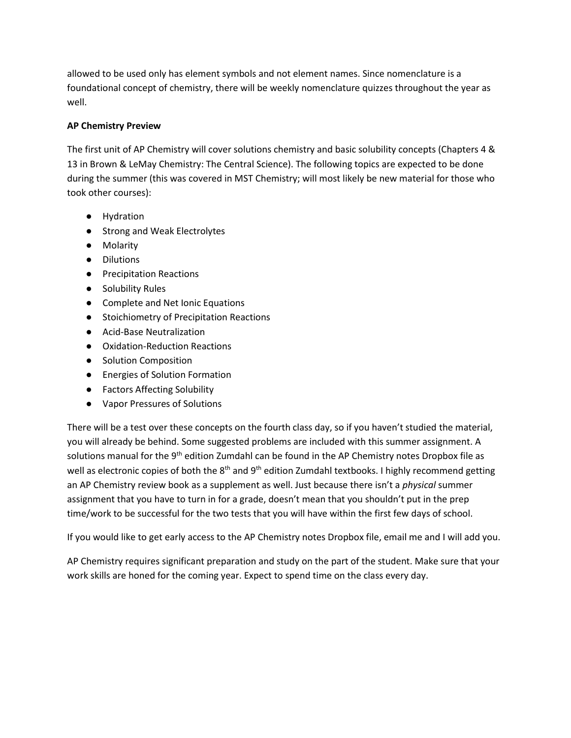allowed to be used only has element symbols and not element names. Since nomenclature is a foundational concept of chemistry, there will be weekly nomenclature quizzes throughout the year as well.

**AP Chemistry Preview**

The first unit of AP Chemistry will cover solutions chemistry and basic solubility concepts (Chapters 4 & 13 in Brown & LeMay Chemistry: The Central Science). The following topics are expected to be done during the summer (this was covered in MST Chemistry; will most likely be new material for those who took other courses):

- Hydration
- Strong and Weak Electrolytes
- Molarity
- Dilutions
- Precipitation Reactions
- Solubility Rules
- Complete and Net Ionic Equations
- Stoichiometry of Precipitation Reactions
- Acid-Base Neutralization
- Oxidation-Reduction Reactions
- Solution Composition
- Energies of Solution Formation
- Factors Affecting Solubility
- Vapor Pressures of Solutions

There will be a test over these concepts on the fourth class day, so if you haven't studied the material, you will already be behind. Some suggested problems are included with this summer assignment. A solutions manual for the 9th edition Zumdahl can be found in the AP Chemistry notes Dropbox file as well as electronic copies of both the 8th and 9th edition Zumdahl textbooks. I highly recommend getting an AP Chemistry review book as a supplement as well. Just because there isn't a *physical* summer assignment that you have to turn in for a grade, doesn't mean that you shouldn't put in the prep time/work to be successful for the two tests that you will have within the first few days of school.

If you would like to get early access to the AP Chemistry notes Dropbox file, email me and I will add you.

AP Chemistry requires significant preparation and study on the part of the student. Make sure that your work skills are honed for the coming year. Expect to spend time on the class every day.